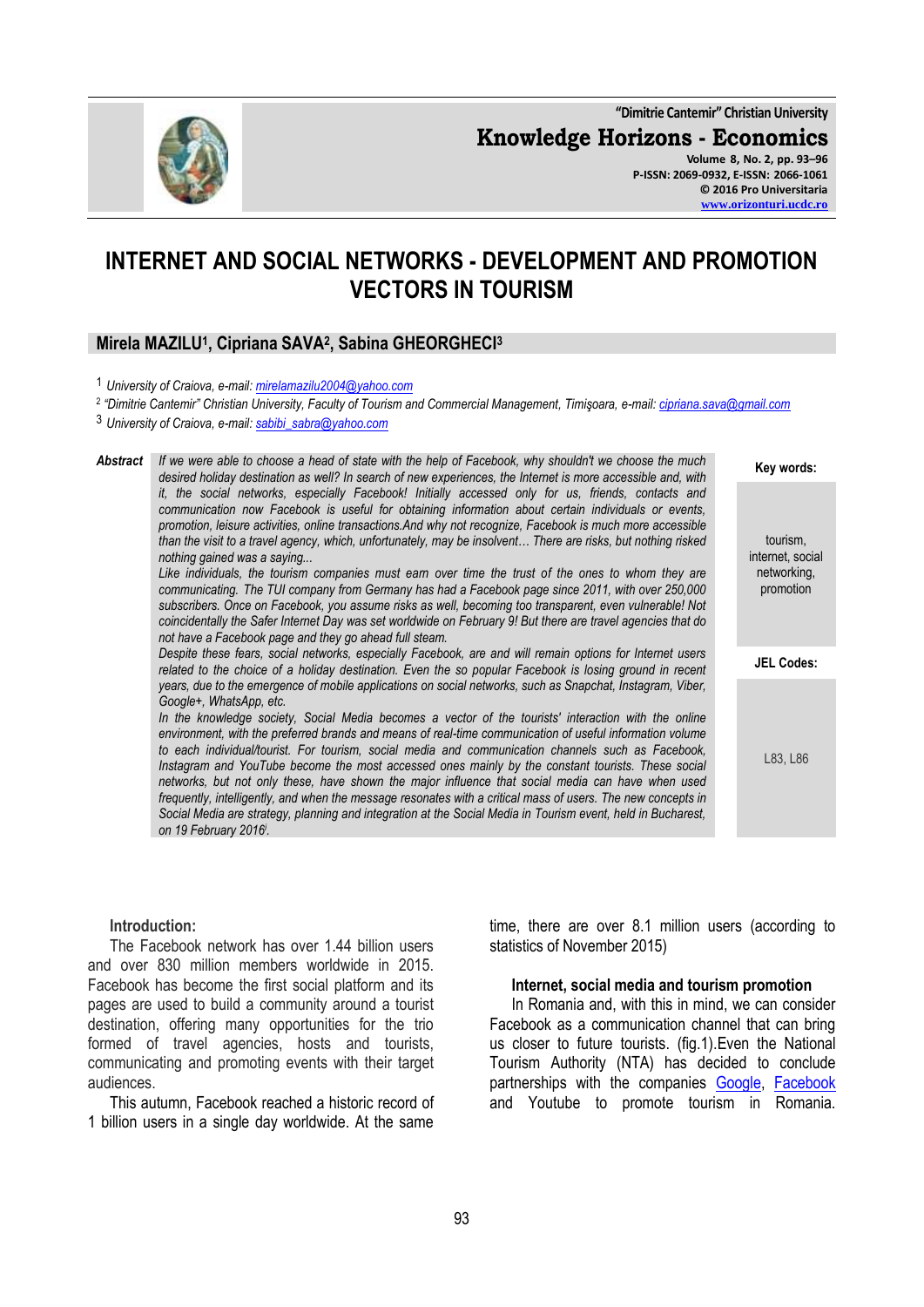# INTERNET AND SOCIAL NETWORKS - DEVELOPMENT AND PROMOTION VECTORS IN TOURISM

**Mirela MAZILU[1], Cipriana SAVA[2], Sabina GHEORGHECI[3]**

[1] *University of Craiova, e-mail: mirelamazilu2004@yahoo.com*

[2] *"Dimitrie Cantemir" Christian University, Faculty of Tourism and Commercial Management, Timişoara, e-mail: cipriana.sava@gmail.com*

[3] *University of Craiova, e-mail: sabibi_sabra@yahoo.com*

***Abstract***

*If we were able to choose a head of state with the help of Facebook, why shouldn't we choose the much desired holiday destination as well? In search of new experiences, the Internet is more accessible and, with it, the social networks, especially Facebook! Initially accessed only for us, friends, contacts and communication now Facebook is useful for obtaining information about certain individuals or events, promotion, leisure activities, online transactions.And why not recognize, Facebook is much more accessible than the visit to a travel agency, which, unfortunately, may be insolvent… There are risks, but nothing risked nothing gained was a saying...*

*Like individuals, the tourism companies must earn over time the trust of the ones to whom they are communicating. The TUI company from Germany has had a Facebook page since 2011, with over 250,000 subscribers. Once on Facebook, you assume risks as well, becoming too transparent, even vulnerable! Not coincidentally the Safer Internet Day was set worldwide on February 9! But there are travel agencies that do not have a Facebook page and they go ahead full steam.*

*Despite these fears, social networks, especially Facebook, are and will remain options for Internet users related to the choice of a holiday destination. Even the so popular Facebook is losing ground in recent years, due to the emergence of mobile applications on social networks, such as Snapchat, Instagram, Viber, Google+, WhatsApp, etc.*

*In the knowledge society, Social Media becomes a vector of the tourists' interaction with the online environment, with the preferred brands and means of real-time communication of useful information volume to each individual/tourist. For tourism, social media and communication channels such as Facebook, Instagram and YouTube become the most accessed ones mainly by the constant tourists. These social networks, but not only these, have shown the major influence that social media can have when used frequently, intelligently, and when the message resonates with a critical mass of users. The new concepts in Social Media are strategy, planning and integration at the Social Media in Tourism event, held in Bucharest, on 19 February 2016[i].*

**Key words:** tourism, internet, social networking, promotion

**JEL Codes:** L83, L86

## Introduction:

The Facebook network has over 1.44 billion users and over 830 million members worldwide in 2015. Facebook has become the first social platform and its pages are used to build a community around a tourist destination, offering many opportunities for the trio formed of travel agencies, hosts and tourists, communicating and promoting events with their target audiences.

This autumn, Facebook reached a historic record of 1 billion users in a single day worldwide. At the same time, there are over 8.1 million users (according to statistics of November 2015)

## Internet, social media and tourism promotion

In Romania and, with this in mind, we can consider Facebook as a communication channel that can bring us closer to future tourists. (fig.1).Even the National Tourism Authority (NTA) has decided to conclude partnerships with the companies Google, Facebook and Youtube to promote tourism in Romania.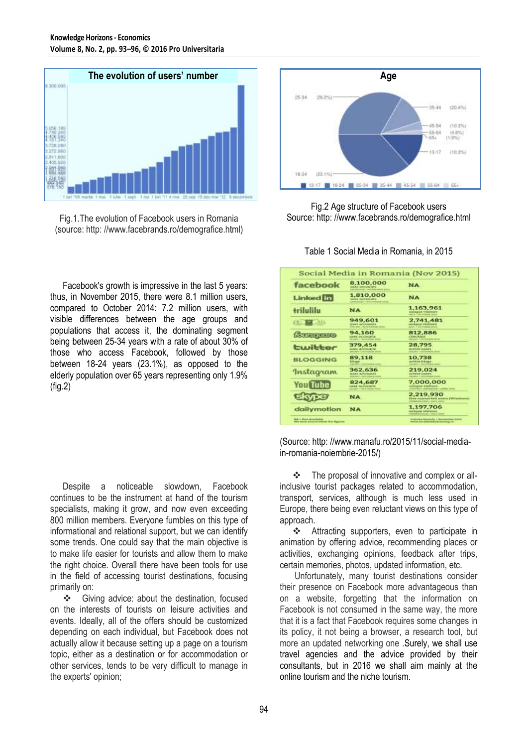Fig.1.The evolution of Facebook users in Romania (source: http: //www.facebrands.ro/demografice.html)

Fig.2 Age structure of Facebook users
Source: http: //www.facebrands.ro/demografice.html

Facebook's growth is impressive in the last 5 years: thus, in November 2015, there were 8.1 million users, compared to October 2014: 7.2 million users, with visible differences between the age groups and populations that access it, the dominating segment being between 25-34 years with a rate of about 30% of those who access Facebook, followed by those between 18-24 years (23.1%), as opposed to the elderly population over 65 years representing only 1.9% (fig.2)

Table 1 Social Media in Romania, in 2015

| Social Media in Romania (Nov 2015) | | |
|---|---|---|
| facebook | 8,100,000 user accounts | NA |
| LinkedIn | 1,810,000 user accounts | NA |
| trilulilu | NA | 1,163,961 unique visitors |
| | 949,601 user accounts | 2,741,481 unique visitors |
| foursquare | 94,160 user accounts | 812,886 checkins |
| twitter | 379,454 user accounts | 28,795 active users |
| BLOGGING | 89,118 blogs | 10,738 active blogs |
| Instagram | 362,636 user accounts | 219,024 active users |
| YouTube | 824,687 user accounts | 7,000,000 unique visitors |
| skype | NA | 2,219,930 free connected users (Windows) |
| dailymotion | NA | 1,197,706 unique visitors |

(Source: http: //www.manafu.ro/2015/11/social-media-in-romania-noiembrie-2015/)

Despite a noticeable slowdown, Facebook continues to be the instrument at hand of the tourism specialists, making it grow, and now even exceeding 800 million members. Everyone fumbles on this type of informational and relational support, but we can identify some trends. One could say that the main objective is to make life easier for tourists and allow them to make the right choice. Overall there have been tools for use in the field of accessing tourist destinations, focusing primarily on:

- ❖ Giving advice: about the destination, focused on the interests of tourists on leisure activities and events. Ideally, all of the offers should be customized depending on each individual, but Facebook does not actually allow it because setting up a page on a tourism topic, either as a destination or for accommodation or other services, tends to be very difficult to manage in the experts' opinion;
- ❖ The proposal of innovative and complex or all-inclusive tourist packages related to accommodation, transport, services, although is much less used in Europe, there being even reluctant views on this type of approach.
- ❖ Attracting supporters, even to participate in animation by offering advice, recommending places or activities, exchanging opinions, feedback after trips, certain memories, photos, updated information, etc.

Unfortunately, many tourist destinations consider their presence on Facebook more advantageous than on a website, forgetting that the information on Facebook is not consumed in the same way, the more that it is a fact that Facebook requires some changes in its policy, it not being a browser, a research tool, but more an updated networking one .Surely, we shall use travel agencies and the advice provided by their consultants, but in 2016 we shall aim mainly at the online tourism and the niche tourism.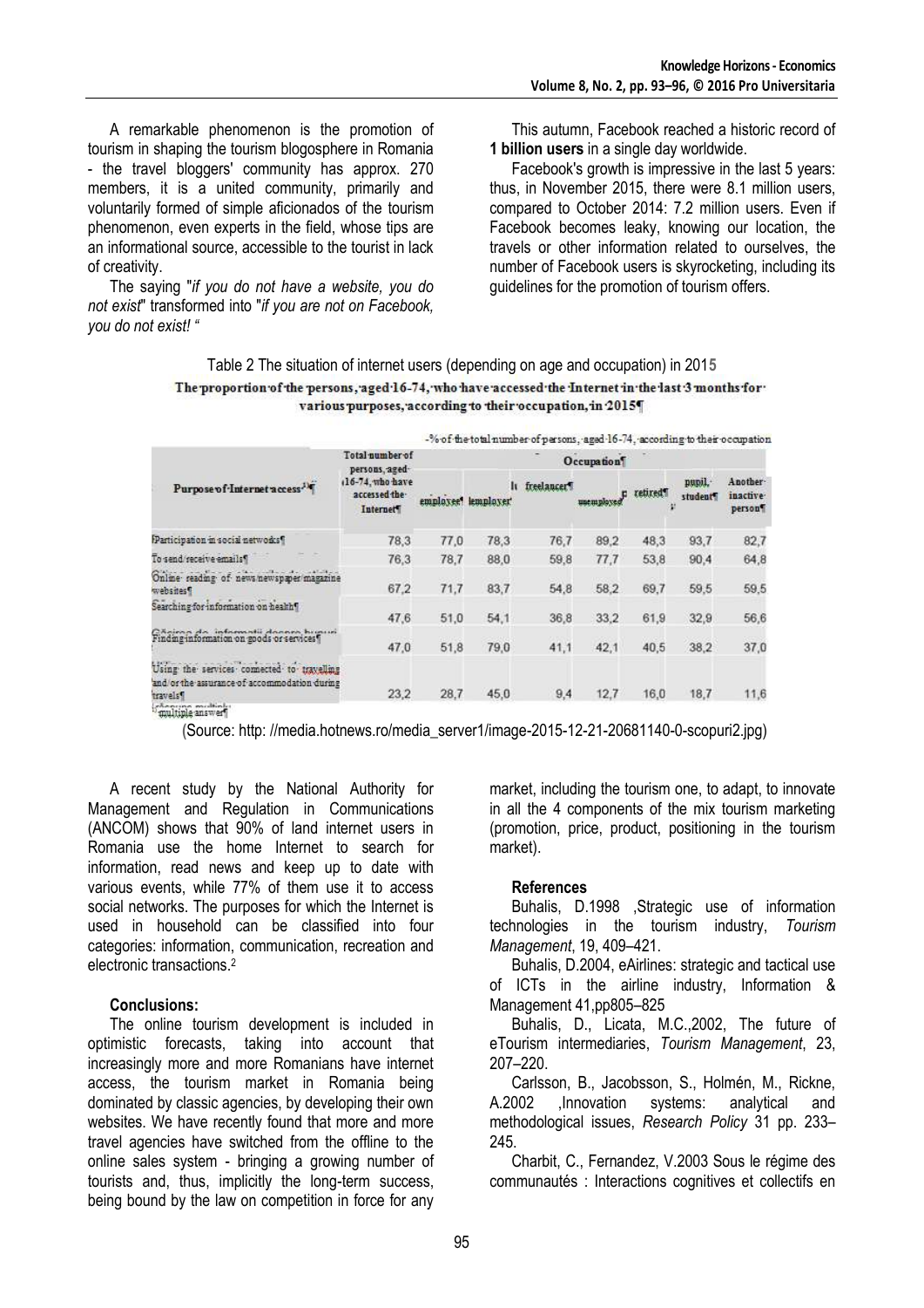A remarkable phenomenon is the promotion of tourism in shaping the tourism blogosphere in Romania - the travel bloggers' community has approx. 270 members, it is a united community, primarily and voluntarily formed of simple aficionados of the tourism phenomenon, even experts in the field, whose tips are an informational source, accessible to the tourist in lack of creativity.

The saying "*if you do not have a website, you do not exist*" transformed into "*if you are not on Facebook, you do not exist!* "

This autumn, Facebook reached a historic record of **1 billion users** in a single day worldwide.

Facebook's growth is impressive in the last 5 years: thus, in November 2015, there were 8.1 million users, compared to October 2014: 7.2 million users. Even if Facebook becomes leaky, knowing our location, the travels or other information related to ourselves, the number of Facebook users is skyrocketing, including its guidelines for the promotion of tourism offers.

Table 2 The situation of internet users (depending on age and occupation) in 2015

**The proportion of the persons, aged 16-74, who have accessed the Internet in the last 3 months for various purposes, according to their occupation, in 2015**

-% of the total number of persons, aged 16-74, according to their occupation

| Purpose of Internet access[1] | Total number of persons, aged 16-74, who have accessed the Internet | Occupation | | | | | | |
|---|---|---|---|---|---|---|---|---|
| | | employee | employer | freelancer | unemployed | retired | pupil, student | Another inactive person |
| Participation in social networks | 78,3 | 77,0 | 78,3 | 76,7 | 89,2 | 48,3 | 93,7 | 82,7 |
| To send/receive emails | 76,3 | 78,7 | 88,0 | 59,8 | 77,7 | 53,8 | 90,4 | 64,8 |
| Online reading of news/newspaper/magazine websites | 67,2 | 71,7 | 83,7 | 54,8 | 58,2 | 69,7 | 59,5 | 59,5 |
| Searching for information on health | 47,6 | 51,0 | 54,1 | 36,8 | 33,2 | 61,9 | 32,9 | 56,6 |
| Finding information on goods or services | 47,0 | 51,8 | 79,0 | 41,1 | 42,1 | 40,5 | 38,2 | 37,0 |
| Using the services connected to travelling and/or the assurance of accommodation during travels | 23,2 | 28,7 | 45,0 | 9,4 | 12,7 | 16,0 | 18,7 | 11,6 |

[1] multiple answer

(Source: http: //media.hotnews.ro/media_server1/image-2015-12-21-20681140-0-scopuri2.jpg)

A recent study by the National Authority for Management and Regulation in Communications (ANCOM) shows that 90% of land internet users in Romania use the home Internet to search for information, read news and keep up to date with various events, while 77% of them use it to access social networks. The purposes for which the Internet is used in household can be classified into four categories: information, communication, recreation and electronic transactions.[2]

#### Conclusions:

The online tourism development is included in optimistic forecasts, taking into account that increasingly more and more Romanians have internet access, the tourism market in Romania being dominated by classic agencies, by developing their own websites. We have recently found that more and more travel agencies have switched from the offline to the online sales system - bringing a growing number of tourists and, thus, implicitly the long-term success, being bound by the law on competition in force for any market, including the tourism one, to adapt, to innovate in all the 4 components of the mix tourism marketing (promotion, price, product, positioning in the tourism market).

#### References

Buhalis, D.1998 ,Strategic use of information technologies in the tourism industry, *Tourism Management*, 19, 409–421.

Buhalis, D.2004, eAirlines: strategic and tactical use of ICTs in the airline industry, Information & Management 41,pp805–825

Buhalis, D., Licata, M.C.,2002, The future of eTourism intermediaries, *Tourism Management*, 23, 207–220.

Carlsson, B., Jacobsson, S., Holmén, M., Rickne, A.2002 ,Innovation systems: analytical and methodological issues, *Research Policy* 31 pp. 233–245.

Charbit, C., Fernandez, V.2003 Sous le régime des communautés : Interactions cognitives et collectifs en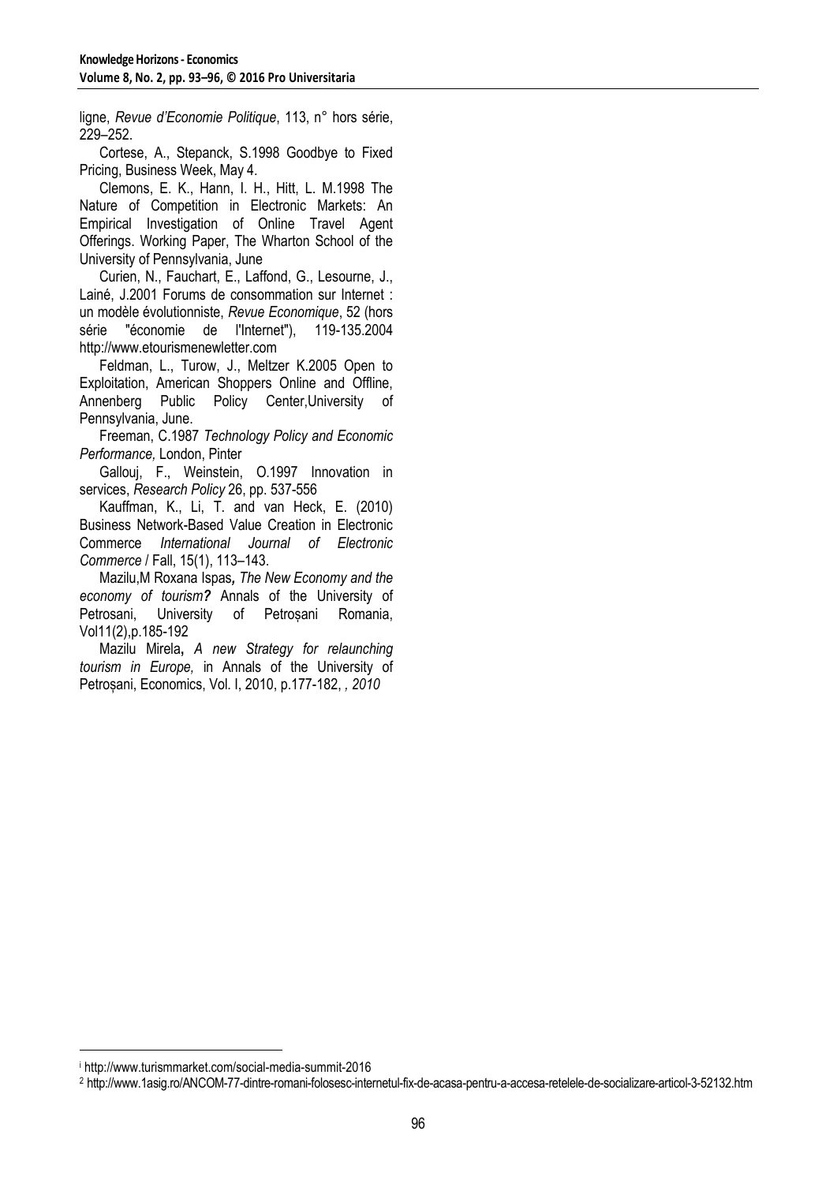ligne, *Revue d'Economie Politique*, 113, n° hors série, 229–252.

Cortese, A., Stepanck, S.1998 Goodbye to Fixed Pricing, Business Week, May 4.

Clemons, E. K., Hann, I. H., Hitt, L. M.1998 The Nature of Competition in Electronic Markets: An Empirical Investigation of Online Travel Agent Offerings. Working Paper, The Wharton School of the University of Pennsylvania, June

Curien, N., Fauchart, E., Laffond, G., Lesourne, J., Lainé, J.2001 Forums de consommation sur Internet : un modèle évolutionniste, *Revue Economique*, 52 (hors série "économie de l'Internet"), 119-135.2004 http://www.etourismenewletter.com

Feldman, L., Turow, J., Meltzer K.2005 Open to Exploitation, American Shoppers Online and Offline, Annenberg Public Policy Center,University of Pennsylvania, June.

Freeman, C.1987 *Technology Policy and Economic Performance,* London, Pinter

Gallouj, F., Weinstein, O.1997 Innovation in services, *Research Policy* 26, pp. 537-556

Kauffman, K., Li, T. and van Heck, E. (2010) Business Network-Based Value Creation in Electronic Commerce *International Journal of Electronic Commerce* / Fall, 15(1), 113–143.

Mazilu,M Roxana Ispas***, The New Economy and the economy of tourism?*** Annals of the University of Petrosani, University of Petroșani Romania, Vol11(2),p.185-192

Mazilu Mirela**,** *A new Strategy for relaunching tourism in Europe,* in Annals of the University of Petroșani, Economics, Vol. I, 2010, p.177-182, *, 2010*

---

[i] http://www.turismmarket.com/social-media-summit-2016

[2] http://www.1asig.ro/ANCOM-77-dintre-romani-folosesc-internetul-fix-de-acasa-pentru-a-accesa-retelele-de-socializare-articol-3-52132.htm